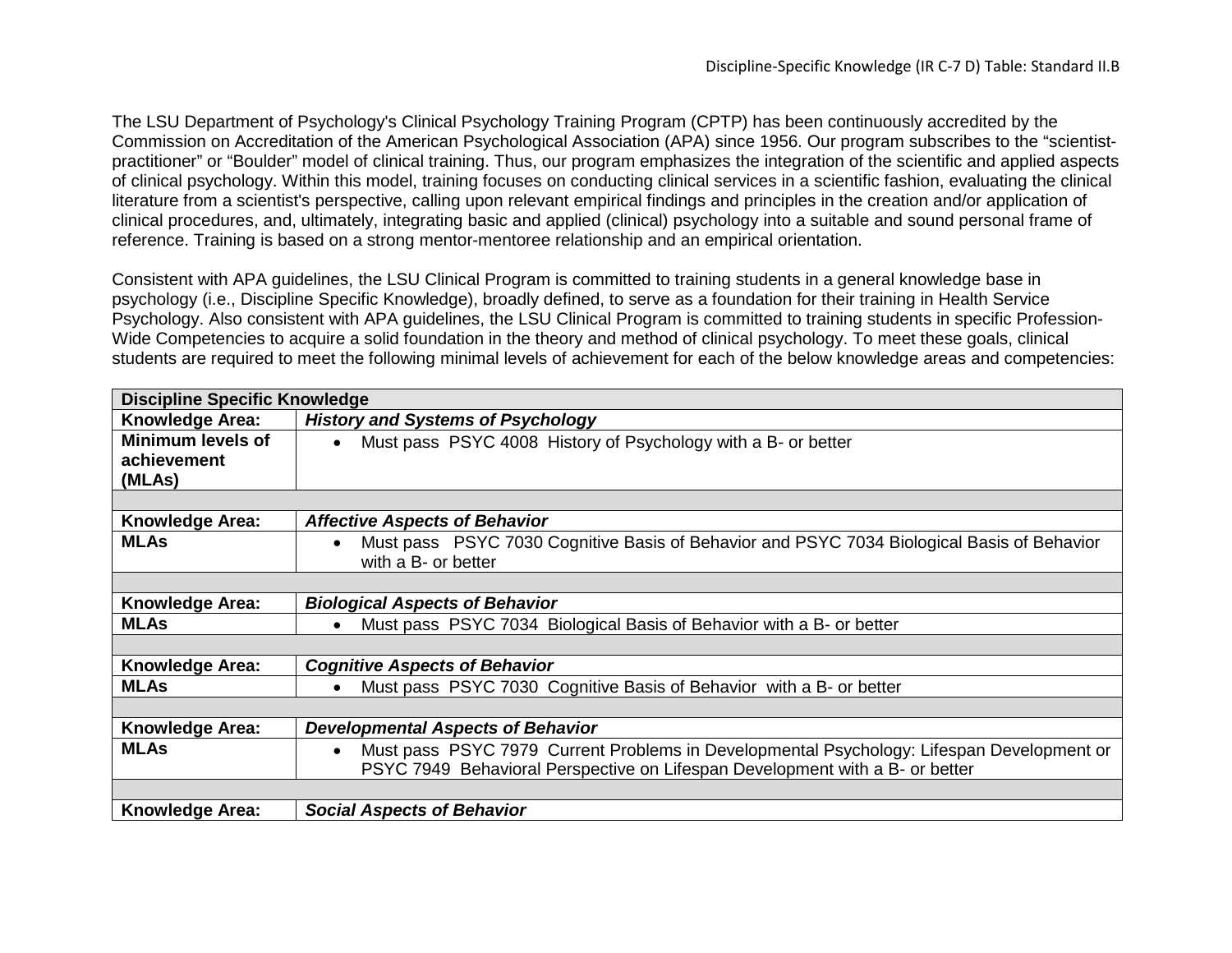The LSU Department of Psychology's Clinical Psychology Training Program (CPTP) has been continuously accredited by the Commission on Accreditation of the American Psychological Association (APA) since 1956. Our program subscribes to the "scientist-practitioner" or "Boulder" model of clinical training. Thus, our program emphasizes the integration of the scientific and applied aspects of clinical psychology. Within this model, training focuses on conducting clinical services in a scientific fashion, evaluating the clinical literature from a scientist's perspective, calling upon relevant empirical findings and principles in the creation and/or application of clinical procedures, and, ultimately, integrating basic and applied (clinical) psychology into a suitable and sound personal frame of reference. Training is based on a strong mentor-mentoree relationship and an empirical orientation.

Consistent with APA guidelines, the LSU Clinical Program is committed to training students in a general knowledge base in psychology (i.e., Discipline Specific Knowledge), broadly defined, to serve as a foundation for their training in Health Service Psychology. Also consistent with APA guidelines, the LSU Clinical Program is committed to training students in specific Profession-Wide Competencies to acquire a solid foundation in the theory and method of clinical psychology. To meet these goals, clinical students are required to meet the following minimal levels of achievement for each of the below knowledge areas and competencies:

| **Discipline Specific Knowledge** | |
|---|---|
| **Knowledge Area:** | ***History and Systems of Psychology*** |
| **Minimum levels of achievement (MLAs)** | • Must pass PSYC 4008 History of Psychology with a B- or better |
| | |
| **Knowledge Area:** | ***Affective Aspects of Behavior*** |
| **MLAs** | • Must pass PSYC 7030 Cognitive Basis of Behavior and PSYC 7034 Biological Basis of Behavior with a B- or better |
| | |
| **Knowledge Area:** | ***Biological Aspects of Behavior*** |
| **MLAs** | • Must pass PSYC 7034 Biological Basis of Behavior with a B- or better |
| | |
| **Knowledge Area:** | ***Cognitive Aspects of Behavior*** |
| **MLAs** | • Must pass PSYC 7030 Cognitive Basis of Behavior with a B- or better |
| | |
| **Knowledge Area:** | ***Developmental Aspects of Behavior*** |
| **MLAs** | • Must pass PSYC 7979 Current Problems in Developmental Psychology: Lifespan Development or PSYC 7949 Behavioral Perspective on Lifespan Development with a B- or better |
| | |
| **Knowledge Area:** | ***Social Aspects of Behavior*** |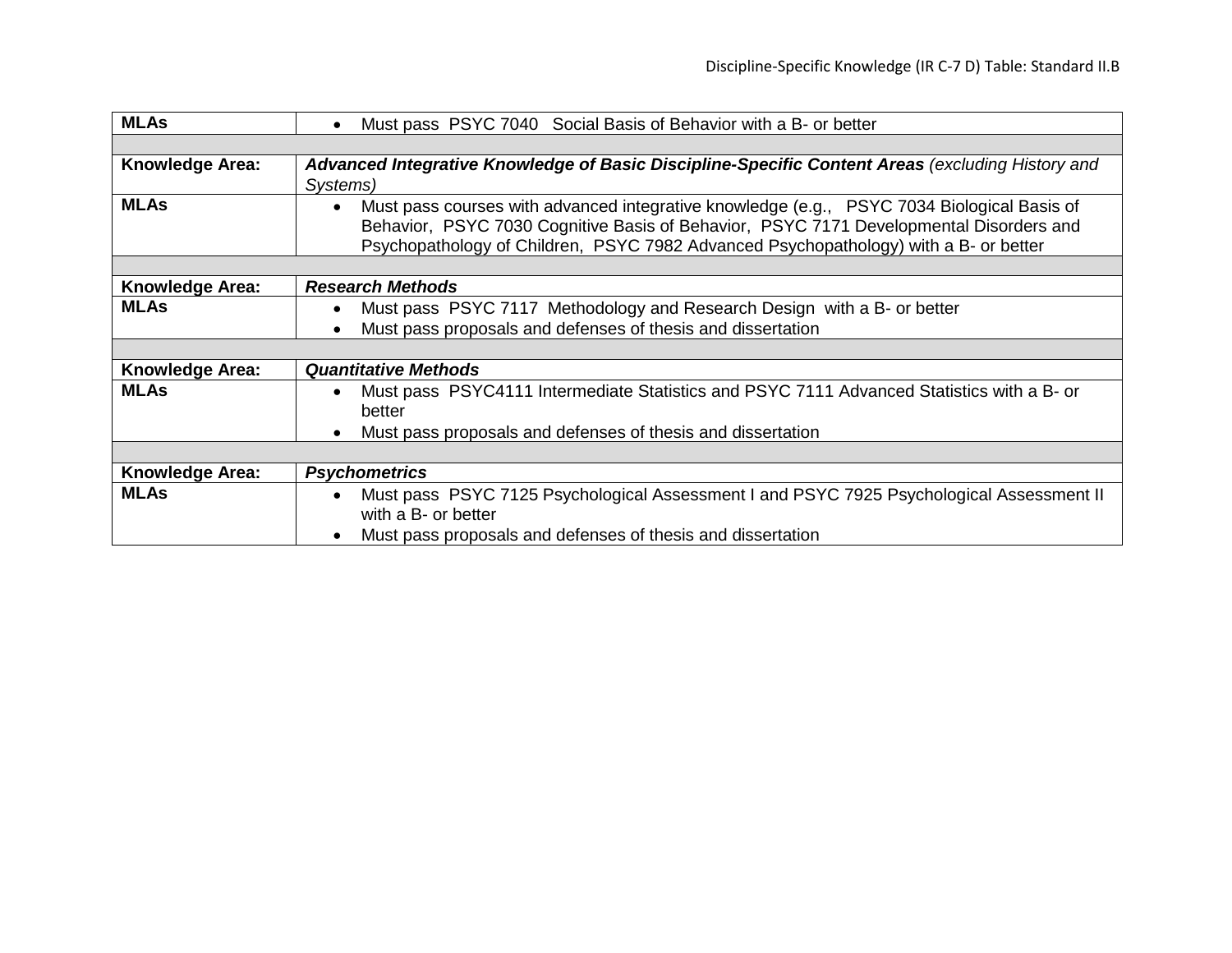| MLAs | • Must pass PSYC 7040 Social Basis of Behavior with a B- or better |
| --- | --- |
| | |
| **Knowledge Area:** | ***Advanced Integrative Knowledge of Basic Discipline-Specific Content Areas*** *(excluding History and Systems)* |
| **MLAs** | • Must pass courses with advanced integrative knowledge (e.g., PSYC 7034 Biological Basis of Behavior, PSYC 7030 Cognitive Basis of Behavior, PSYC 7171 Developmental Disorders and Psychopathology of Children, PSYC 7982 Advanced Psychopathology) with a B- or better |
| | |
| **Knowledge Area:** | ***Research Methods*** |
| **MLAs** | • Must pass PSYC 7117 Methodology and Research Design with a B- or better<br>• Must pass proposals and defenses of thesis and dissertation |
| | |
| **Knowledge Area:** | ***Quantitative Methods*** |
| **MLAs** | • Must pass PSYC4111 Intermediate Statistics and PSYC 7111 Advanced Statistics with a B- or better<br>• Must pass proposals and defenses of thesis and dissertation |
| | |
| **Knowledge Area:** | ***Psychometrics*** |
| **MLAs** | • Must pass PSYC 7125 Psychological Assessment I and PSYC 7925 Psychological Assessment II with a B- or better<br>• Must pass proposals and defenses of thesis and dissertation |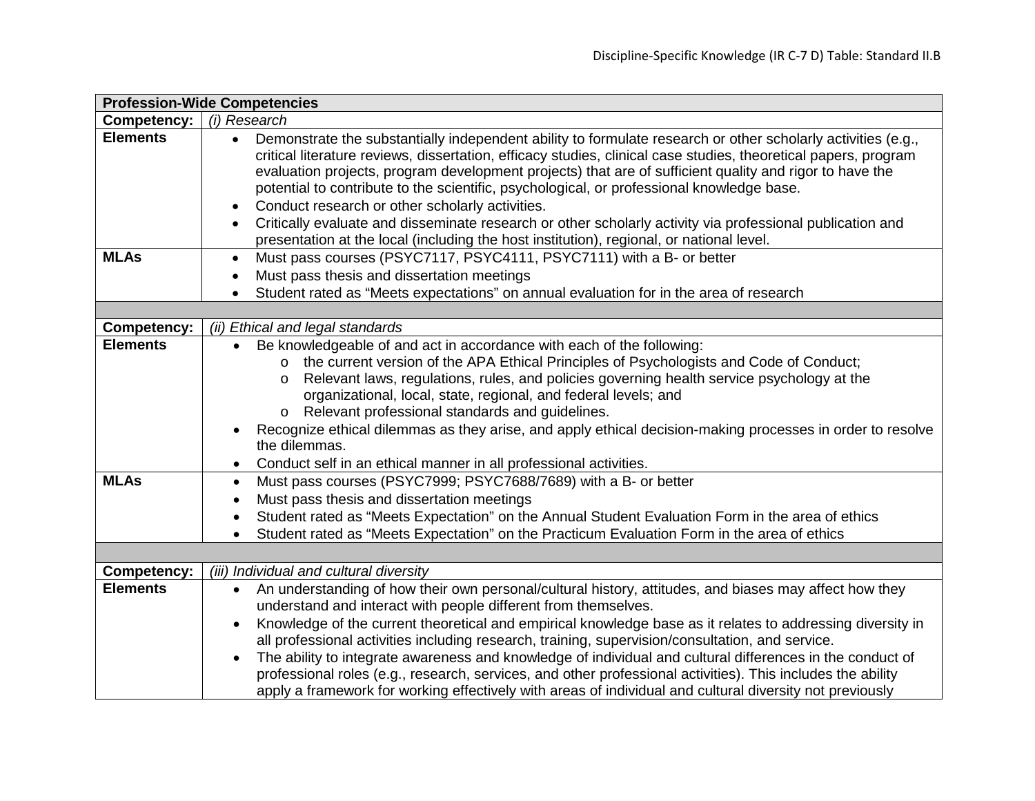| Profession-Wide Competencies | |
|---|---|
| **Competency:** | *(i) Research* |
| **Elements** | • Demonstrate the substantially independent ability to formulate research or other scholarly activities (e.g., critical literature reviews, dissertation, efficacy studies, clinical case studies, theoretical papers, program evaluation projects, program development projects) that are of sufficient quality and rigor to have the potential to contribute to the scientific, psychological, or professional knowledge base.<br>• Conduct research or other scholarly activities.<br>• Critically evaluate and disseminate research or other scholarly activity via professional publication and presentation at the local (including the host institution), regional, or national level. |
| **MLAs** | • Must pass courses (PSYC7117, PSYC4111, PSYC7111) with a B- or better<br>• Must pass thesis and dissertation meetings<br>• Student rated as “Meets expectations” on annual evaluation for in the area of research |
| | |
| **Competency:** | *(ii) Ethical and legal standards* |
| **Elements** | • Be knowledgeable of and act in accordance with each of the following:<br>&nbsp;&nbsp;&nbsp;&nbsp;o the current version of the APA Ethical Principles of Psychologists and Code of Conduct;<br>&nbsp;&nbsp;&nbsp;&nbsp;o Relevant laws, regulations, rules, and policies governing health service psychology at the organizational, local, state, regional, and federal levels; and<br>&nbsp;&nbsp;&nbsp;&nbsp;o Relevant professional standards and guidelines.<br>• Recognize ethical dilemmas as they arise, and apply ethical decision-making processes in order to resolve the dilemmas.<br>• Conduct self in an ethical manner in all professional activities. |
| **MLAs** | • Must pass courses (PSYC7999; PSYC7688/7689) with a B- or better<br>• Must pass thesis and dissertation meetings<br>• Student rated as “Meets Expectation” on the Annual Student Evaluation Form in the area of ethics<br>• Student rated as “Meets Expectation” on the Practicum Evaluation Form in the area of ethics |
| | |
| **Competency:** | *(iii) Individual and cultural diversity* |
| **Elements** | • An understanding of how their own personal/cultural history, attitudes, and biases may affect how they understand and interact with people different from themselves.<br>• Knowledge of the current theoretical and empirical knowledge base as it relates to addressing diversity in all professional activities including research, training, supervision/consultation, and service.<br>• The ability to integrate awareness and knowledge of individual and cultural differences in the conduct of professional roles (e.g., research, services, and other professional activities). This includes the ability apply a framework for working effectively with areas of individual and cultural diversity not previously |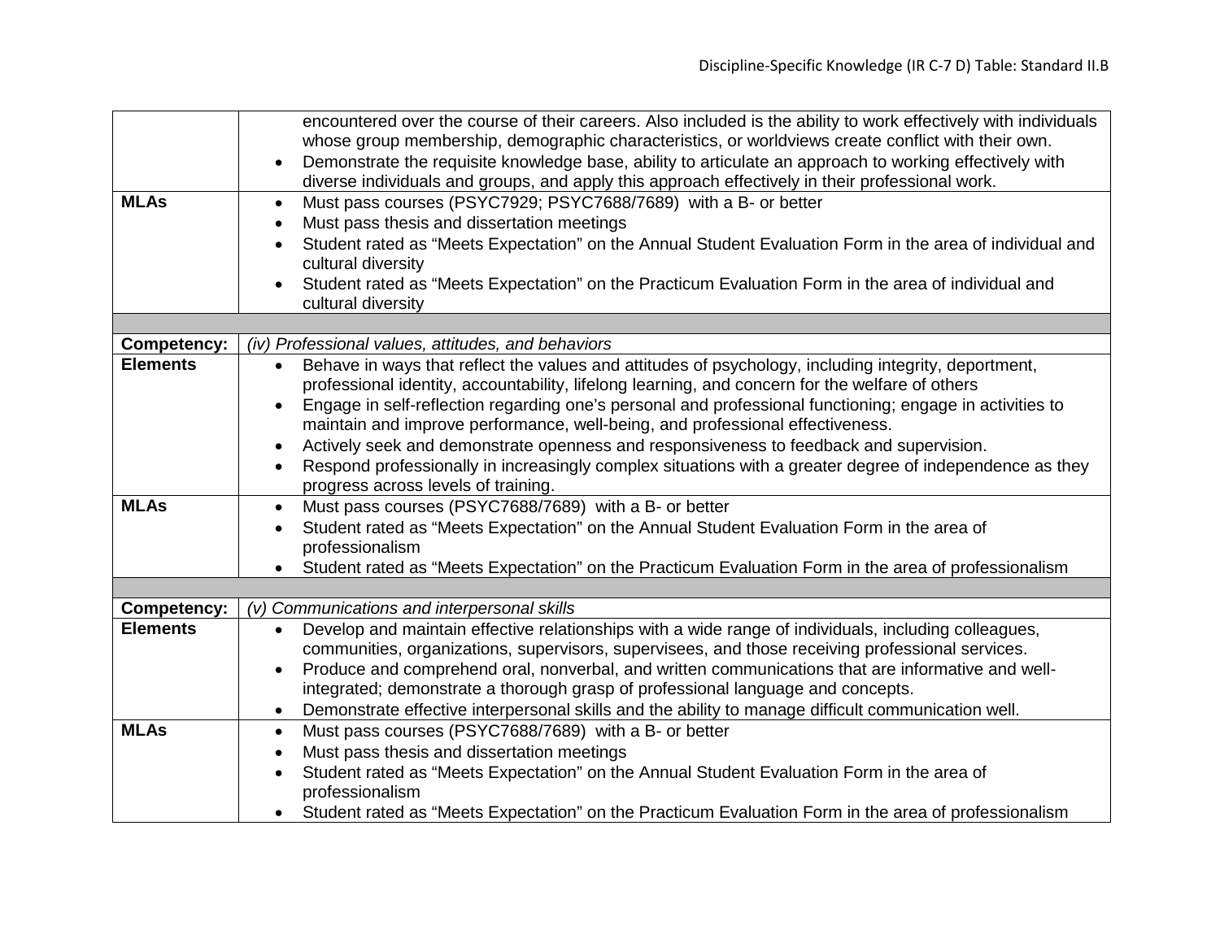| | |
|---|---|
| | encountered over the course of their careers. Also included is the ability to work effectively with individuals whose group membership, demographic characteristics, or worldviews create conflict with their own.<br>• Demonstrate the requisite knowledge base, ability to articulate an approach to working effectively with diverse individuals and groups, and apply this approach effectively in their professional work. |
| **MLAs** | • Must pass courses (PSYC7929; PSYC7688/7689) with a B- or better<br>• Must pass thesis and dissertation meetings<br>• Student rated as "Meets Expectation" on the Annual Student Evaluation Form in the area of individual and cultural diversity<br>• Student rated as "Meets Expectation" on the Practicum Evaluation Form in the area of individual and cultural diversity |
| | |
| **Competency:** | *(iv) Professional values, attitudes, and behaviors* |
| **Elements** | • Behave in ways that reflect the values and attitudes of psychology, including integrity, deportment, professional identity, accountability, lifelong learning, and concern for the welfare of others<br>• Engage in self-reflection regarding one's personal and professional functioning; engage in activities to maintain and improve performance, well-being, and professional effectiveness.<br>• Actively seek and demonstrate openness and responsiveness to feedback and supervision.<br>• Respond professionally in increasingly complex situations with a greater degree of independence as they progress across levels of training. |
| **MLAs** | • Must pass courses (PSYC7688/7689) with a B- or better<br>• Student rated as "Meets Expectation" on the Annual Student Evaluation Form in the area of professionalism<br>• Student rated as "Meets Expectation" on the Practicum Evaluation Form in the area of professionalism |
| | |
| **Competency:** | *(v) Communications and interpersonal skills* |
| **Elements** | • Develop and maintain effective relationships with a wide range of individuals, including colleagues, communities, organizations, supervisors, supervisees, and those receiving professional services.<br>• Produce and comprehend oral, nonverbal, and written communications that are informative and well-integrated; demonstrate a thorough grasp of professional language and concepts.<br>• Demonstrate effective interpersonal skills and the ability to manage difficult communication well. |
| **MLAs** | • Must pass courses (PSYC7688/7689) with a B- or better<br>• Must pass thesis and dissertation meetings<br>• Student rated as "Meets Expectation" on the Annual Student Evaluation Form in the area of professionalism<br>• Student rated as "Meets Expectation" on the Practicum Evaluation Form in the area of professionalism |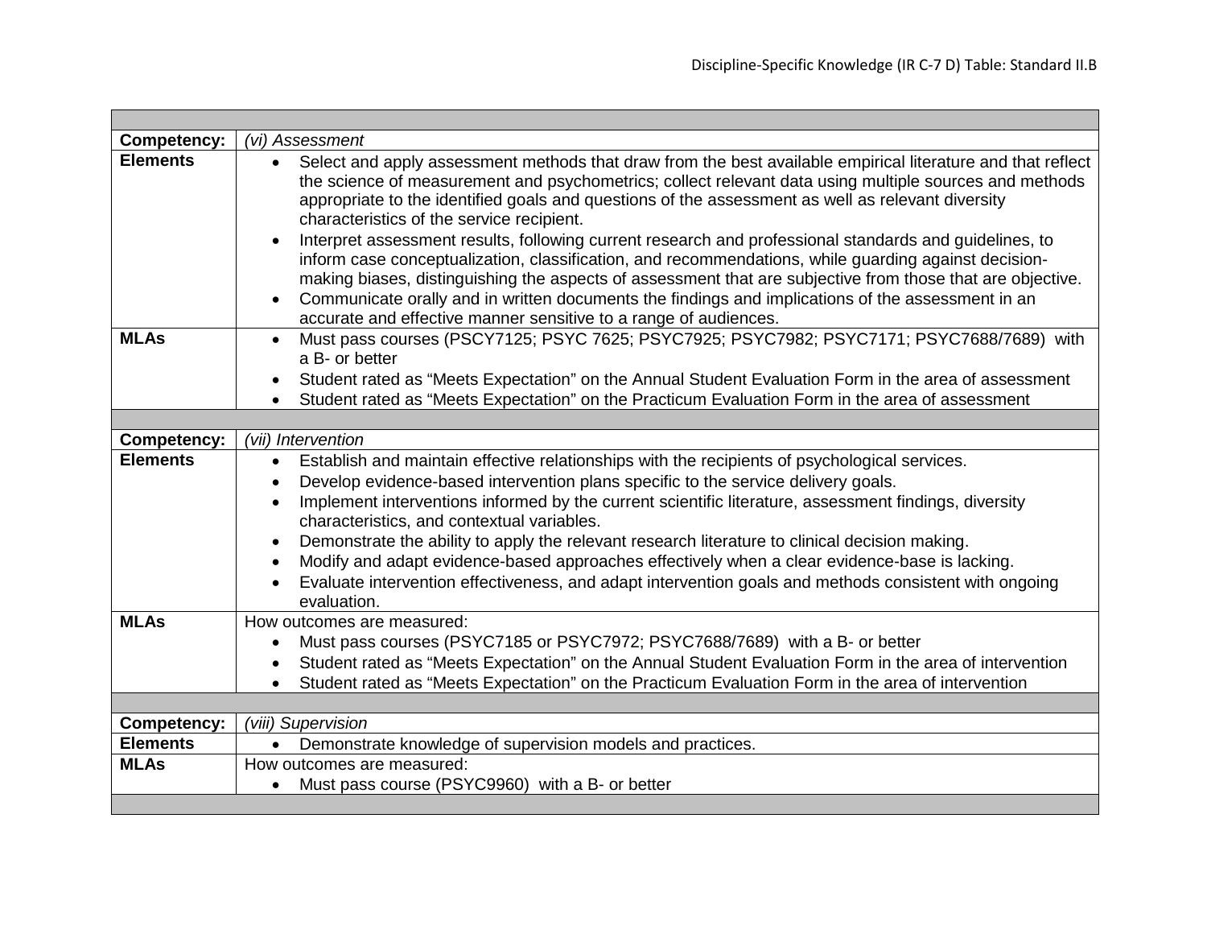| | |
|---|---|
| **Competency:** | *(vi) Assessment* |
| **Elements** | • Select and apply assessment methods that draw from the best available empirical literature and that reflect the science of measurement and psychometrics; collect relevant data using multiple sources and methods appropriate to the identified goals and questions of the assessment as well as relevant diversity characteristics of the service recipient.<br>• Interpret assessment results, following current research and professional standards and guidelines, to inform case conceptualization, classification, and recommendations, while guarding against decision-making biases, distinguishing the aspects of assessment that are subjective from those that are objective.<br>• Communicate orally and in written documents the findings and implications of the assessment in an accurate and effective manner sensitive to a range of audiences. |
| **MLAs** | • Must pass courses (PSCY7125; PSYC 7625; PSYC7925; PSYC7982; PSYC7171; PSYC7688/7689) with a B- or better<br>• Student rated as "Meets Expectation" on the Annual Student Evaluation Form in the area of assessment<br>• Student rated as "Meets Expectation" on the Practicum Evaluation Form in the area of assessment |
| | |
| **Competency:** | *(vii) Intervention* |
| **Elements** | • Establish and maintain effective relationships with the recipients of psychological services.<br>• Develop evidence-based intervention plans specific to the service delivery goals.<br>• Implement interventions informed by the current scientific literature, assessment findings, diversity characteristics, and contextual variables.<br>• Demonstrate the ability to apply the relevant research literature to clinical decision making.<br>• Modify and adapt evidence-based approaches effectively when a clear evidence-base is lacking.<br>• Evaluate intervention effectiveness, and adapt intervention goals and methods consistent with ongoing evaluation. |
| **MLAs** | How outcomes are measured:<br>• Must pass courses (PSYC7185 or PSYC7972; PSYC7688/7689) with a B- or better<br>• Student rated as "Meets Expectation" on the Annual Student Evaluation Form in the area of intervention<br>• Student rated as "Meets Expectation" on the Practicum Evaluation Form in the area of intervention |
| | |
| **Competency:** | *(viii) Supervision* |
| **Elements** | • Demonstrate knowledge of supervision models and practices. |
| **MLAs** | How outcomes are measured:<br>• Must pass course (PSYC9960) with a B- or better |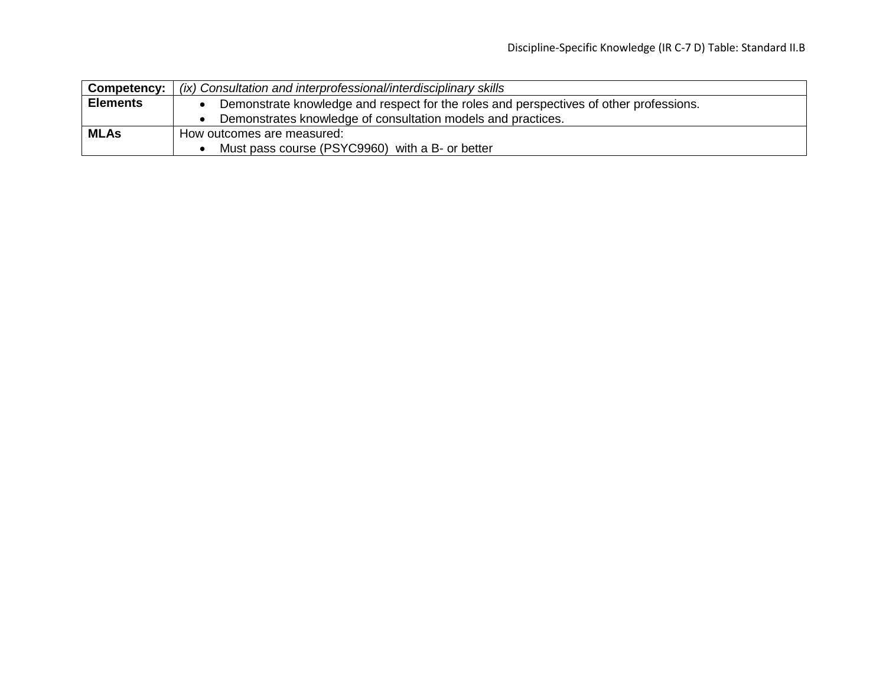| | |
|---|---|
| **Competency:** | *(ix) Consultation and interprofessional/interdisciplinary skills* |
| **Elements** | • Demonstrate knowledge and respect for the roles and perspectives of other professions.<br>• Demonstrates knowledge of consultation models and practices. |
| **MLAs** | How outcomes are measured:<br>• Must pass course (PSYC9960) with a B- or better |